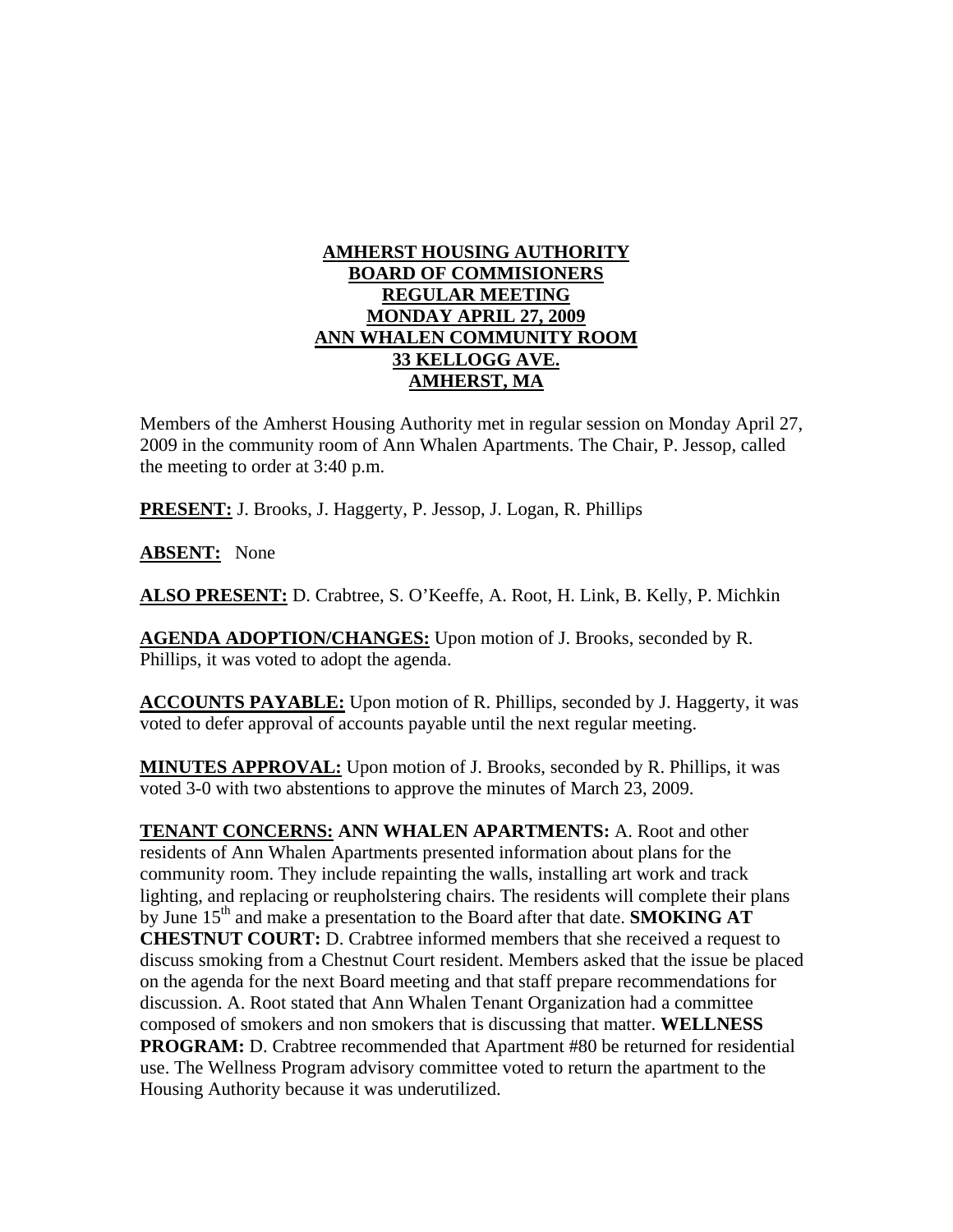# AMHERST HOUSING AUTHORITY
# BOARD OF COMMISIONERS
# REGULAR MEETING
# MONDAY APRIL 27, 2009
# ANN WHALEN COMMUNITY ROOM
# 33 KELLOGG AVE.
# AMHERST, MA

Members of the Amherst Housing Authority met in regular session on Monday April 27, 2009 in the community room of Ann Whalen Apartments. The Chair, P. Jessop, called the meeting to order at 3:40 p.m.

**PRESENT:** J. Brooks, J. Haggerty, P. Jessop, J. Logan, R. Phillips

**ABSENT:** None

**ALSO PRESENT:** D. Crabtree, S. O'Keeffe, A. Root, H. Link, B. Kelly, P. Michkin

**AGENDA ADOPTION/CHANGES:** Upon motion of J. Brooks, seconded by R. Phillips, it was voted to adopt the agenda.

**ACCOUNTS PAYABLE:** Upon motion of R. Phillips, seconded by J. Haggerty, it was voted to defer approval of accounts payable until the next regular meeting.

**MINUTES APPROVAL:** Upon motion of J. Brooks, seconded by R. Phillips, it was voted 3-0 with two abstentions to approve the minutes of March 23, 2009.

**TENANT CONCERNS: ANN WHALEN APARTMENTS:** A. Root and other residents of Ann Whalen Apartments presented information about plans for the community room. They include repainting the walls, installing art work and track lighting, and replacing or reupholstering chairs. The residents will complete their plans by June 15th and make a presentation to the Board after that date. **SMOKING AT CHESTNUT COURT:** D. Crabtree informed members that she received a request to discuss smoking from a Chestnut Court resident. Members asked that the issue be placed on the agenda for the next Board meeting and that staff prepare recommendations for discussion. A. Root stated that Ann Whalen Tenant Organization had a committee composed of smokers and non smokers that is discussing that matter. **WELLNESS PROGRAM:** D. Crabtree recommended that Apartment #80 be returned for residential use. The Wellness Program advisory committee voted to return the apartment to the Housing Authority because it was underutilized.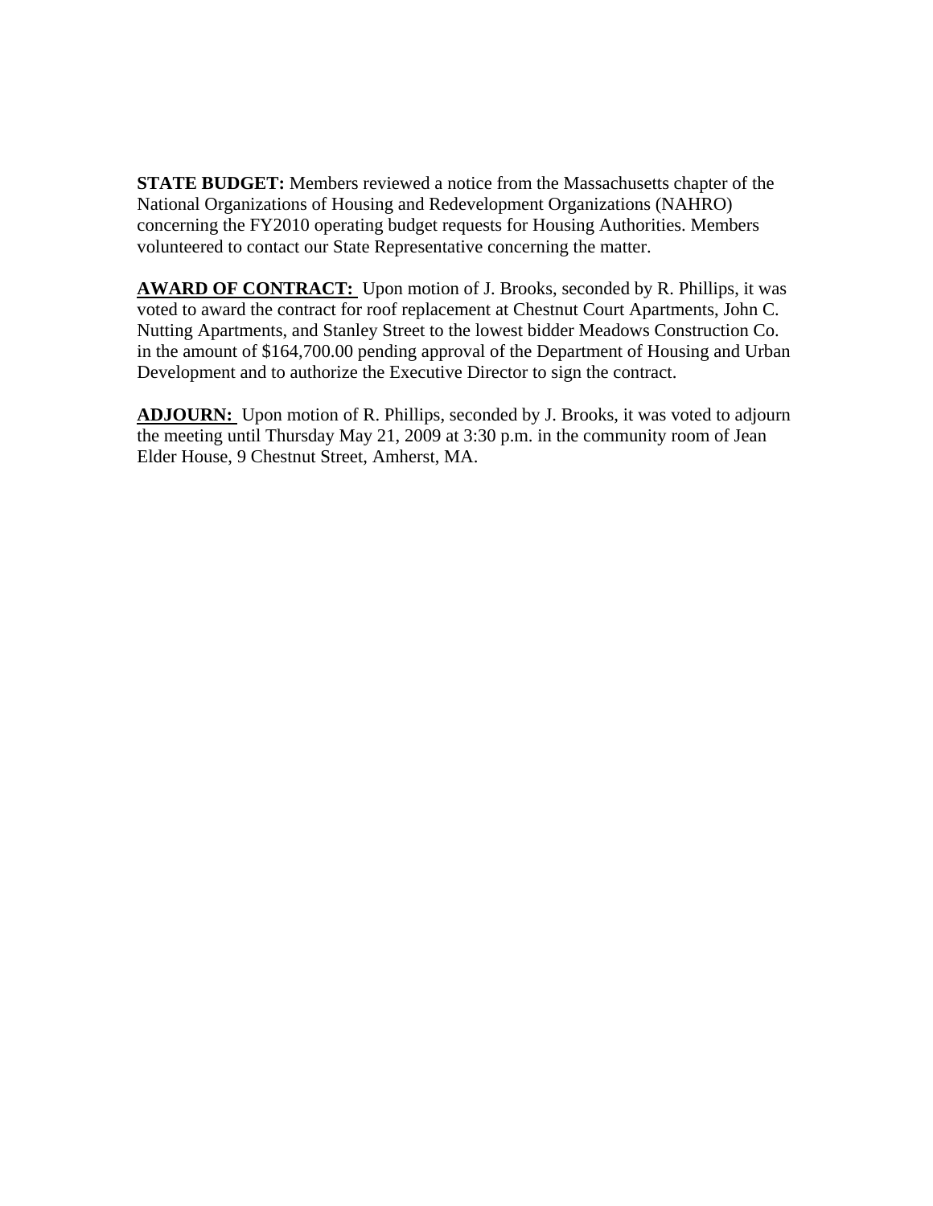**STATE BUDGET:** Members reviewed a notice from the Massachusetts chapter of the National Organizations of Housing and Redevelopment Organizations (NAHRO) concerning the FY2010 operating budget requests for Housing Authorities. Members volunteered to contact our State Representative concerning the matter.

**AWARD OF CONTRACT:** Upon motion of J. Brooks, seconded by R. Phillips, it was voted to award the contract for roof replacement at Chestnut Court Apartments, John C. Nutting Apartments, and Stanley Street to the lowest bidder Meadows Construction Co. in the amount of $164,700.00 pending approval of the Department of Housing and Urban Development and to authorize the Executive Director to sign the contract.

**ADJOURN:** Upon motion of R. Phillips, seconded by J. Brooks, it was voted to adjourn the meeting until Thursday May 21, 2009 at 3:30 p.m. in the community room of Jean Elder House, 9 Chestnut Street, Amherst, MA.